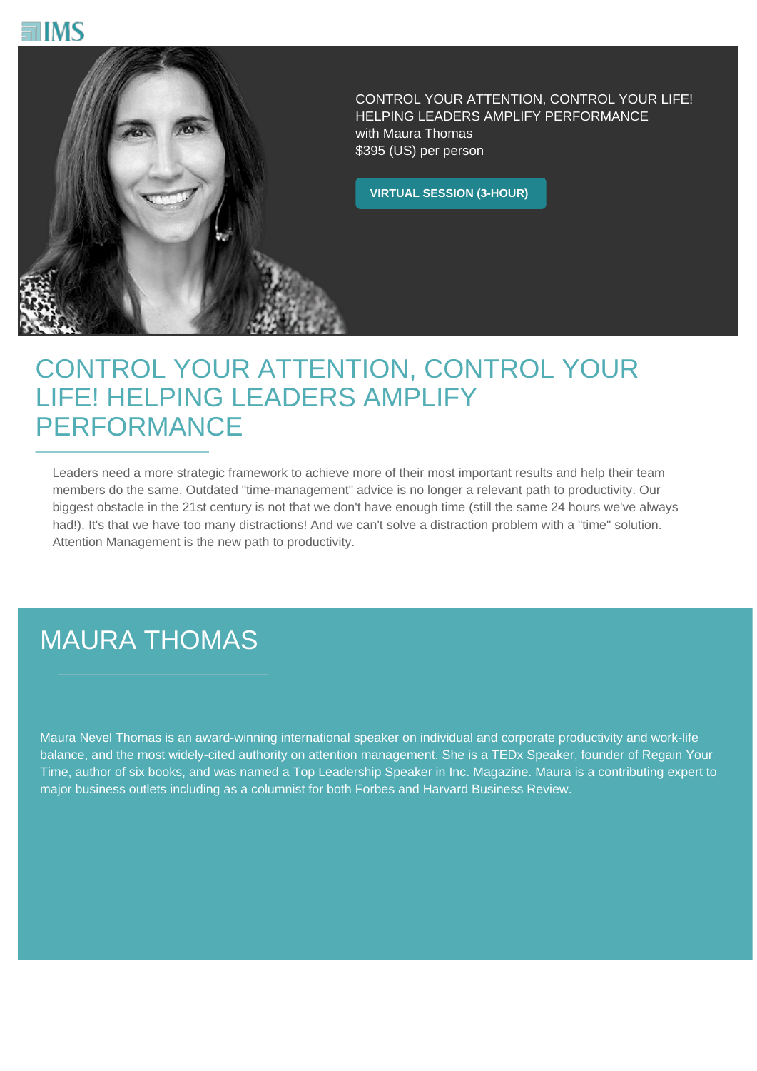IMS

CONTROL YOUR ATTENTION, CONTROL YOUR LIFE! HELPING LEADERS AMPLIFY PERFORMANCE
with Maura Thomas
$395 (US) per person

**VIRTUAL SESSION (3-HOUR)**

# CONTROL YOUR ATTENTION, CONTROL YOUR LIFE! HELPING LEADERS AMPLIFY PERFORMANCE

Leaders need a more strategic framework to achieve more of their most important results and help their team members do the same. Outdated "time-management" advice is no longer a relevant path to productivity. Our biggest obstacle in the 21st century is not that we don't have enough time (still the same 24 hours we've always had!). It's that we have too many distractions! And we can't solve a distraction problem with a "time" solution. Attention Management is the new path to productivity.

## MAURA THOMAS

Maura Nevel Thomas is an award-winning international speaker on individual and corporate productivity and work-life balance, and the most widely-cited authority on attention management. She is a TEDx Speaker, founder of Regain Your Time, author of six books, and was named a Top Leadership Speaker in Inc. Magazine. Maura is a contributing expert to major business outlets including as a columnist for both Forbes and Harvard Business Review.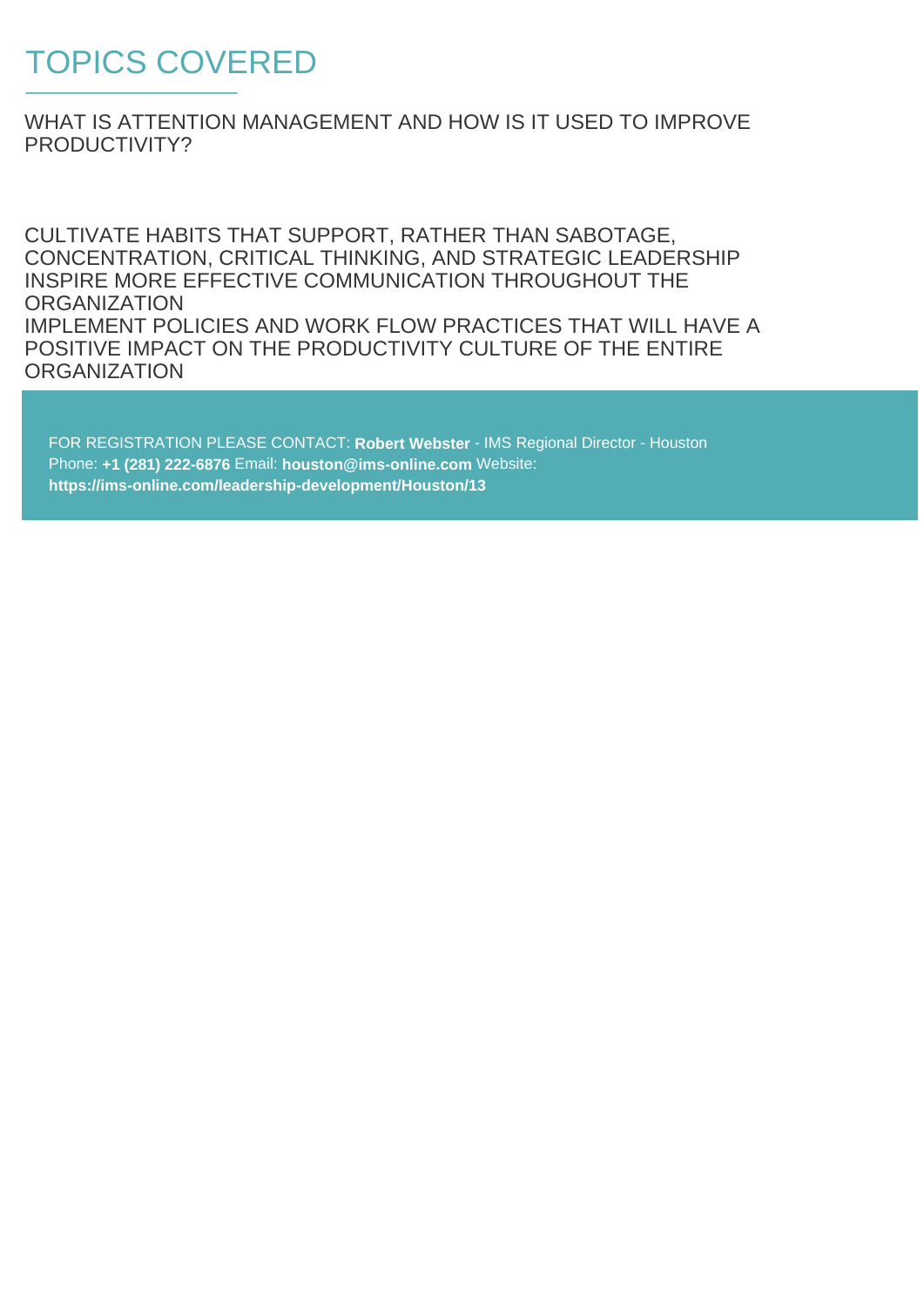# TOPICS COVERED

WHAT IS ATTENTION MANAGEMENT AND HOW IS IT USED TO IMPROVE PRODUCTIVITY?

CULTIVATE HABITS THAT SUPPORT, RATHER THAN SABOTAGE, CONCENTRATION, CRITICAL THINKING, AND STRATEGIC LEADERSHIP
INSPIRE MORE EFFECTIVE COMMUNICATION THROUGHOUT THE ORGANIZATION
IMPLEMENT POLICIES AND WORK FLOW PRACTICES THAT WILL HAVE A POSITIVE IMPACT ON THE PRODUCTIVITY CULTURE OF THE ENTIRE ORGANIZATION

FOR REGISTRATION PLEASE CONTACT: **Robert Webster** - IMS Regional Director - Houston
Phone: **+1 (281) 222-6876** Email: **houston@ims-online.com** Website:
**https://ims-online.com/leadership-development/Houston/13**